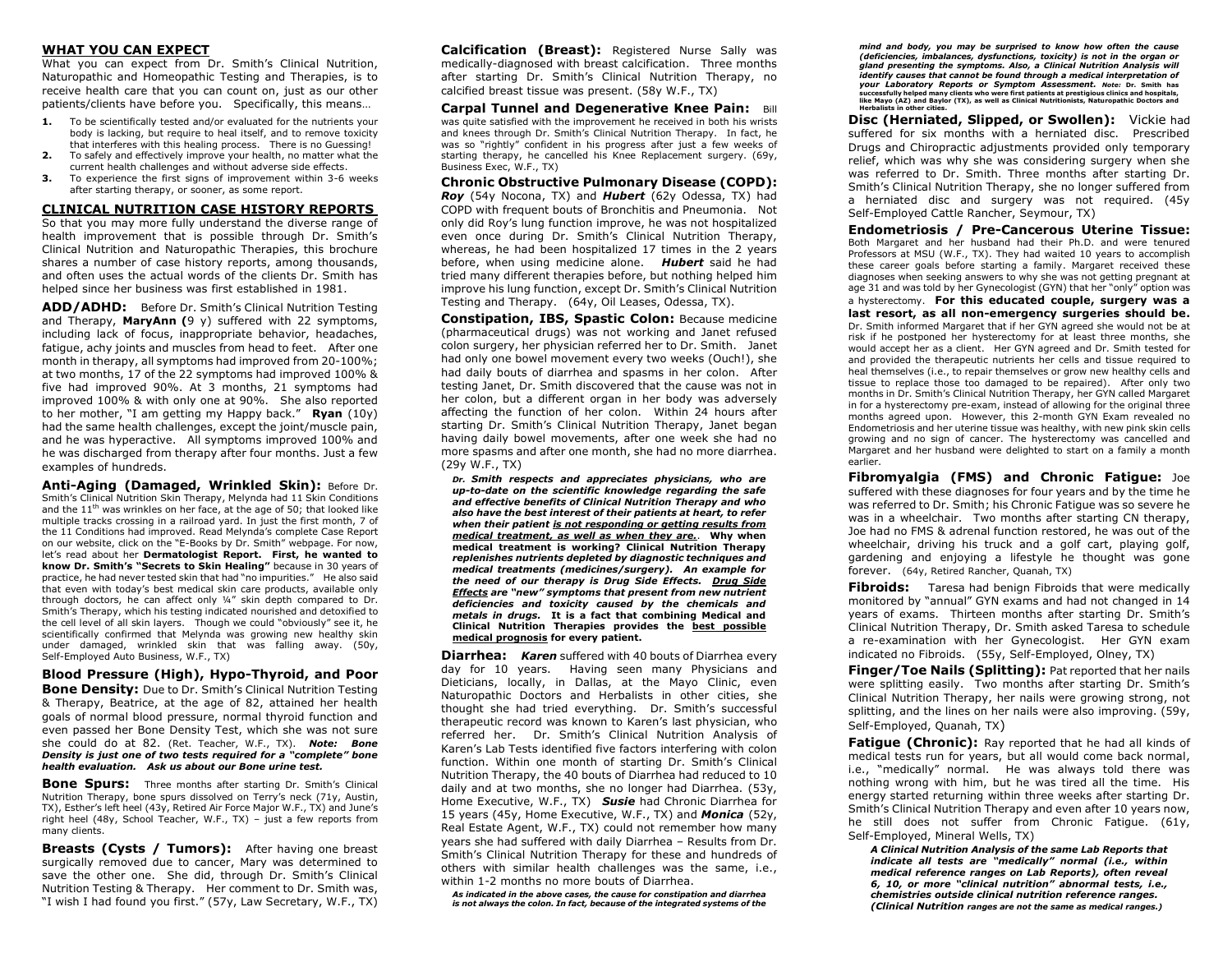## WHAT YOU CAN EXPECT

What you can expect from Dr. Smith's Clinical Nutrition, Naturopathic and Homeopathic Testing and Therapies, is to receive health care that you can count on, just as our other patients/clients have before you. Specifically, this means…

1. To be scientifically tested and/or evaluated for the nutrients your body is lacking, but require to heal itself, and to remove toxicity that interferes with this healing process. There is no Guessing!
2. To safely and effectively improve your health, no matter what the current health challenges and without adverse side effects.
3. To experience the first signs of improvement within 3-6 weeks after starting therapy, or sooner, as some report.

## CLINICAL NUTRITION CASE HISTORY REPORTS

So that you may more fully understand the diverse range of health improvement that is possible through Dr. Smith's Clinical Nutrition and Naturopathic Therapies, this brochure shares a number of case history reports, among thousands, and often uses the actual words of the clients Dr. Smith has helped since her business was first established in 1981.

**ADD/ADHD:** Before Dr. Smith's Clinical Nutrition Testing and Therapy, **MaryAnn (**9 y) suffered with 22 symptoms, including lack of focus, inappropriate behavior, headaches, fatigue, achy joints and muscles from head to feet. After one month in therapy, all symptoms had improved from 20-100%; at two months, 17 of the 22 symptoms had improved 100% & five had improved 90%. At 3 months, 21 symptoms had improved 100% & with only one at 90%. She also reported to her mother, "I am getting my Happy back." **Ryan** (10y) had the same health challenges, except the joint/muscle pain, and he was hyperactive. All symptoms improved 100% and he was discharged from therapy after four months. Just a few examples of hundreds.

**Anti-Aging (Damaged, Wrinkled Skin):** Before Dr. Smith's Clinical Nutrition Skin Therapy, Melynda had 11 Skin Conditions and the 11th was wrinkles on her face, at the age of 50; that looked like multiple tracks crossing in a railroad yard. In just the first month, 7 of the 11 Conditions had improved. Read Melynda's complete Case Report on our website, click on the "E-Books by Dr. Smith" webpage. For now, let's read about her **Dermatologist Report. First, he wanted to know Dr. Smith's "Secrets to Skin Healing"** because in 30 years of practice, he had never tested skin that had "no impurities." He also said that even with today's best medical skin care products, available only through doctors, he can affect only ¼" skin depth compared to Dr. Smith's Therapy, which his testing indicated nourished and detoxified to the cell level of all skin layers. Though we could "obviously" see it, he scientifically confirmed that Melynda was growing new healthy skin under damaged, wrinkled skin that was falling away. (50y, Self-Employed Auto Business, W.F., TX)

**Blood Pressure (High), Hypo-Thyroid, and Poor Bone Density:** Due to Dr. Smith's Clinical Nutrition Testing & Therapy, Beatrice, at the age of 82, attained her health goals of normal blood pressure, normal thyroid function and even passed her Bone Density Test, which she was not sure she could do at 82. (Ret. Teacher, W.F., TX). ***Note: Bone Density is just one of two tests required for a "complete" bone health evaluation. Ask us about our Bone urine test.***

**Bone Spurs:** Three months after starting Dr. Smith's Clinical Nutrition Therapy, bone spurs dissolved on Terry's neck (71y, Austin, TX), Esther's left heel (43y, Retired Air Force Major W.F., TX) and June's right heel (48y, School Teacher, W.F., TX) – just a few reports from many clients.

**Breasts (Cysts / Tumors):** After having one breast surgically removed due to cancer, Mary was determined to save the other one. She did, through Dr. Smith's Clinical Nutrition Testing & Therapy. Her comment to Dr. Smith was, "I wish I had found you first." (57y, Law Secretary, W.F., TX)

**Calcification (Breast):** Registered Nurse Sally was medically-diagnosed with breast calcification. Three months after starting Dr. Smith's Clinical Nutrition Therapy, no calcified breast tissue was present. (58y W.F., TX)

**Carpal Tunnel and Degenerative Knee Pain:** Bill was quite satisfied with the improvement he received in both his wrists and knees through Dr. Smith's Clinical Nutrition Therapy. In fact, he was so "rightly" confident in his progress after just a few weeks of starting therapy, he cancelled his Knee Replacement surgery. (69y, Business Exec, W.F., TX)

**Chronic Obstructive Pulmonary Disease (COPD):** ***Roy*** (54y Nocona, TX) and ***Hubert*** (62y Odessa, TX) had COPD with frequent bouts of Bronchitis and Pneumonia. Not only did Roy's lung function improve, he was not hospitalized even once during Dr. Smith's Clinical Nutrition Therapy, whereas, he had been hospitalized 17 times in the 2 years before, when using medicine alone. ***Hubert*** said he had tried many different therapies before, but nothing helped him improve his lung function, except Dr. Smith's Clinical Nutrition Testing and Therapy. (64y, Oil Leases, Odessa, TX).

**Constipation, IBS, Spastic Colon:** Because medicine (pharmaceutical drugs) was not working and Janet refused colon surgery, her physician referred her to Dr. Smith. Janet had only one bowel movement every two weeks (Ouch!), she had daily bouts of diarrhea and spasms in her colon. After testing Janet, Dr. Smith discovered that the cause was not in her colon, but a different organ in her body was adversely affecting the function of her colon. Within 24 hours after starting Dr. Smith's Clinical Nutrition Therapy, Janet began having daily bowel movements, after one week she had no more spasms and after one month, she had no more diarrhea. (29y W.F., TX)

***Dr. Smith respects and appreciates physicians, who are up-to-date on the scientific knowledge regarding the safe and effective benefits of Clinical Nutrition Therapy and who also have the best interest of their patients at heart, to refer when their patient <u>is not responding or getting results from medical treatment, as well as when they are.</u>. Why when medical treatment is working? Clinical Nutrition Therapy replenishes nutrients depleted by diagnostic techniques and medical treatments (medicines/surgery). An example for the need of our therapy is Drug Side Effects. <u>Drug Side Effects</u> are "new" symptoms that present from new nutrient deficiencies and toxicity caused by the chemicals and metals in drugs. It is a fact that combining Medical and Clinical Nutrition Therapies provides the <u>best possible medical prognosis</u> for every patient.***

**Diarrhea:** ***Karen*** suffered with 40 bouts of Diarrhea every day for 10 years. Having seen many Physicians and Dieticians, locally, in Dallas, at the Mayo Clinic, even Naturopathic Doctors and Herbalists in other cities, she thought she had tried everything. Dr. Smith's successful therapeutic record was known to Karen's last physician, who referred her. Dr. Smith's Clinical Nutrition Analysis of Karen's Lab Tests identified five factors interfering with colon function. Within one month of starting Dr. Smith's Clinical Nutrition Therapy, the 40 bouts of Diarrhea had reduced to 10 daily and at two months, she no longer had Diarrhea. (53y, Home Executive, W.F., TX) ***Susie*** had Chronic Diarrhea for 15 years (45y, Home Executive, W.F., TX) and ***Monica*** (52y, Real Estate Agent, W.F., TX) could not remember how many years she had suffered with daily Diarrhea – Results from Dr. Smith's Clinical Nutrition Therapy for these and hundreds of others with similar health challenges was the same, i.e., within 1-2 months no more bouts of Diarrhea.

***As indicated in the above cases, the cause for constipation and diarrhea is not always the colon. In fact, because of the integrated systems of the mind and body, you may be surprised to know how often the cause (deficiencies, imbalances, dysfunctions, toxicity) is not in the organ or gland presenting the symptoms. Also, a Clinical Nutrition Analysis will identify causes that cannot be found through a medical interpretation of your Laboratory Reports or Symptom Assessment. Note: Dr. Smith has successfully helped many clients who were first patients at prestigious clinics and hospitals, like Mayo (AZ) and Baylor (TX), as well as Clinical Nutritionists, Naturopathic Doctors and Herbalists in other cities.***

**Disc (Herniated, Slipped, or Swollen):** Vickie had suffered for six months with a herniated disc. Prescribed Drugs and Chiropractic adjustments provided only temporary relief, which was why she was considering surgery when she was referred to Dr. Smith. Three months after starting Dr. Smith's Clinical Nutrition Therapy, she no longer suffered from a herniated disc and surgery was not required. (45y Self-Employed Cattle Rancher, Seymour, TX)

**Endometriosis / Pre-Cancerous Uterine Tissue:** Both Margaret and her husband had their Ph.D. and were tenured Professors at MSU (W.F., TX). They had waited 10 years to accomplish these career goals before starting a family. Margaret received these diagnoses when seeking answers to why she was not getting pregnant at age 31 and was told by her Gynecologist (GYN) that her "only" option was a hysterectomy. **For this educated couple, surgery was a last resort, as all non-emergency surgeries should be.** Dr. Smith informed Margaret that if her GYN agreed she would not be at risk if he postponed her hysterectomy for at least three months, she would accept her as a client. Her GYN agreed and Dr. Smith tested for and provided the therapeutic nutrients her cells and tissue required to heal themselves (i.e., to repair themselves or grow new healthy cells and tissue to replace those too damaged to be repaired). After only two months in Dr. Smith's Clinical Nutrition Therapy, her GYN called Margaret in for a hysterectomy pre-exam, instead of allowing for the original three months agreed upon. However, this 2-month GYN Exam revealed no Endometriosis and her uterine tissue was healthy, with new pink skin cells growing and no sign of cancer. The hysterectomy was cancelled and Margaret and her husband were delighted to start on a family a month earlier.

**Fibromyalgia (FMS) and Chronic Fatigue:** Joe suffered with these diagnoses for four years and by the time he was referred to Dr. Smith; his Chronic Fatigue was so severe he was in a wheelchair. Two months after starting CN therapy, Joe had no FMS & adrenal function restored, he was out of the wheelchair, driving his truck and a golf cart, playing golf, gardening and enjoying a lifestyle he thought was gone forever. (64y, Retired Rancher, Quanah, TX)

**Fibroids:** Taresa had benign Fibroids that were medically monitored by "annual" GYN exams and had not changed in 14 years of exams. Thirteen months after starting Dr. Smith's Clinical Nutrition Therapy, Dr. Smith asked Taresa to schedule a re-examination with her Gynecologist. Her GYN exam indicated no Fibroids. (55y, Self-Employed, Olney, TX)

**Finger/Toe Nails (Splitting):** Pat reported that her nails were splitting easily. Two months after starting Dr. Smith's Clinical Nutrition Therapy, her nails were growing strong, not splitting, and the lines on her nails were also improving. (59y, Self-Employed, Quanah, TX)

**Fatigue (Chronic):** Ray reported that he had all kinds of medical tests run for years, but all would come back normal, i.e., "medically" normal. He was always told there was nothing wrong with him, but he was tired all the time. His energy started returning within three weeks after starting Dr. Smith's Clinical Nutrition Therapy and even after 10 years now, he still does not suffer from Chronic Fatigue. (61y, Self-Employed, Mineral Wells, TX)

***A Clinical Nutrition Analysis of the same Lab Reports that indicate all tests are "medically" normal (i.e., within medical reference ranges on Lab Reports), often reveal 6, 10, or more "clinical nutrition" abnormal tests, i.e., chemistries outside clinical nutrition reference ranges. (Clinical Nutrition ranges are not the same as medical ranges.)***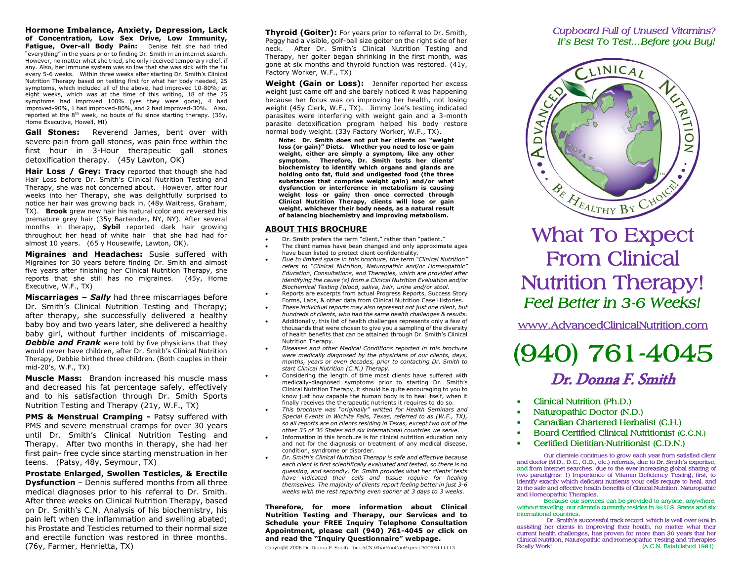**Hormone Imbalance, Anxiety, Depression, Lack of Concentration, Low Sex Drive, Low Immunity, Fatigue, Over-all Body Pain:** Denise felt she had tried "everything" in the years prior to finding Dr. Smith in an internet search. However, no matter what she tried, she only received temporary relief, if any. Also, her immune system was so low that she was sick with the flu every 5-6 weeks. Within three weeks after starting Dr. Smith's Clinical Nutrition Therapy based on testing first for what her body needed, 25 symptoms, which included all of the above, had improved 10-80%; at eight weeks, which was at the time of this writing, 18 of the 25 symptoms had improved 100% (yes they were gone), 4 had improved-90%, 1 had improved-80%, and 2 had improved-30%. Also, reported at the 8th week, no bouts of flu since starting therapy. (36y, Home Executive, Howell, MI)

**Gall Stones:** Reverend James, bent over with severe pain from gall stones, was pain free within the first hour in 3-Hour therapeutic gall stones detoxification therapy. (45y Lawton, OK)

**Hair Loss / Grey: Tracy** reported that though she had Hair Loss before Dr. Smith's Clinical Nutrition Testing and Therapy, she was not concerned about. However, after four weeks into her Therapy, she was delightfully surprised to notice her hair was growing back in. (48y Waitress, Graham, TX). **Brook** grew new hair his natural color and reversed his premature grey hair (35y Bartender, NY, NY). After several months in therapy, **Sybil** reported dark hair growing throughout her head of white hair that she had had for almost 10 years. (65 y Housewife, Lawton, OK).

**Migraines and Headaches:** Susie suffered with Migraines for 30 years before finding Dr. Smith and almost five years after finishing her Clinical Nutrition Therapy, she reports that she still has no migraines. (45y, Home Executive, W.F., TX)

**Miscarriages – *Sally*** had three miscarriages before Dr. Smith's Clinical Nutrition Testing and Therapy; after therapy, she successfully delivered a healthy baby boy and two years later, she delivered a healthy baby girl, without further incidents of miscarriage. ***Debbie and Frank*** were told by five physicians that they would never have children, after Dr. Smith's Clinical Nutrition Therapy, Debbie birthed three children. (Both couples in their mid-20's, W.F., TX)

**Muscle Mass:** Brandon increased his muscle mass and decreased his fat percentage safely, effectively and to his satisfaction through Dr. Smith Sports Nutrition Testing and Therapy (21y, W.F., TX)

**PMS & Menstrual Cramping -** Patsy suffered with PMS and severe menstrual cramps for over 30 years until Dr. Smith's Clinical Nutrition Testing and Therapy. After two months in therapy, she had her first pain- free cycle since starting menstruation in her teens. (Patsy, 48y, Seymour, TX)

**Prostate Enlarged, Swollen Testicles, & Erectile Dysfunction** – Dennis suffered months from all three medical diagnoses prior to his referral to Dr. Smith. After three weeks on Clinical Nutrition Therapy, based on Dr. Smith's C.N. Analysis of his biochemistry, his pain left when the inflammation and swelling abated; his Prostate and Testicles returned to their normal size and erectile function was restored in three months. (76y, Farmer, Henrietta, TX)

**Thyroid (Goiter):** For years prior to referral to Dr. Smith, Peggy had a visible, golf-ball size goiter on the right side of her neck. After Dr. Smith's Clinical Nutrition Testing and Therapy, her goiter began shrinking in the first month, was gone at six months and thyroid function was restored. (41y, Factory Worker, W.F., TX)

**Weight (Gain or Loss):** Jennifer reported her excess weight just came off and she barely noticed it was happening because her focus was on improving her health, not losing weight (45y Clerk, W.F., TX). Jimmy Joe's testing indicated parasites were interfering with weight gain and a 3-month parasite detoxification program helped his body restore normal body weight. (33y Factory Worker, W.F., TX).

**Note: Dr. Smith does not put her clients on "weight loss (or gain)" Diets. Whether you need to lose or gain weight, either are simply a symptom, like any other symptom. Therefore, Dr. Smith tests her clients' biochemistry to identify which organs and glands are holding onto fat, fluid and undigested food (the three substances that comprise weight gain) and/or what dysfunction or interference in metabolism is causing weight loss or gain; then once corrected through Clinical Nutrition Therapy, clients will lose or gain weight, whichever their body needs, as a natural result of balancing biochemistry and improving metabolism.**

## ABOUT THIS BROCHURE

- Dr. Smith prefers the term "client," rather than "patient."
- The client names have been changed and only approximate ages have been listed to protect client confidentiality.
- *Due to limited space in this brochure, the term "Clinical Nutrition" refers to "Clinical Nutrition, Naturopathic and/or Homeopathic" Education, Consultations, and Therapies, which are provided after identifying the cause (s) from a Clinical Nutrition Evaluation and/or Biochemical Testing (blood, saliva, hair, urine and/or stool.*
- Reports are excerpts from actual Progress Reports, Success Story Forms, Labs, & other data from Clinical Nutrition Case Histories.
- *These individual reports may also represent not just one client, but hundreds of clients, who had the same health challenges & results.*
- Additionally, this list of health challenges represents only a few of thousands that were chosen to give you a sampling of the diversity of health benefits that can be attained through Dr. Smith's Clinical Nutrition Therapy.
- *Diseases and other Medical Conditions reported in this brochure were medically diagnosed by the physicians of our clients, days, months, years or even decades, prior to contacting Dr. Smith to start Clinical Nutrition (C.N.) Therapy.*
- Considering the length of time most clients have suffered with medically-diagnosed symptoms prior to starting Dr. Smith's Clinical Nutrition Therapy, it should be quite encouraging to you to know just how capable the human body is to heal itself, when it finally receives the therapeutic nutrients it requires to do so.
- *This brochure was "originally" written for Health Seminars and Special Events in Wichita Falls, Texas, referred to as (W.F., TX), so all reports are on clients residing in Texas, except two out of the other 35 of 36 States and six international countries we serve.*
- Information in this brochure is for clinical nutrition education only and not for the diagnosis or treatment of any medical disease, condition, syndrome or disorder.
- *Dr. Smith's Clinical Nutrition Therapy is safe and effective because each client is first scientifically evaluated and tested, so there is no guessing, and secondly, Dr. Smith provides what her clients' tests have indicated their cells and tissue require for healing themselves. The majority of clients report feeling better in just 3-6 weeks with the rest reporting even sooner at 3 days to 3 weeks.*

**Therefore, for more information about Clinical Nutrition Testing and Therapy, our Services and to Schedule your FREE Inquiry Telephone Consultation Appointment, please call (940) 761-4045 or click on and read the "Inquiry Questionnaire" webpage.**

Copyright 2006 Dr. Donna F. Smith bro.ACN-WhatYouCanExpect 2006R111113

*Cupboard Full of Unused Vitamins?*
*It's Best To Test…Before you Buy!*

ADVANCED CLINICAL NUTRITION
BE HEALTHY BY CHOICE!

# What To Expect From Clinical Nutrition Therapy!

## *Feel Better in 3-6 Weeks!*

www.AdvancedClinicalNutrition.com

# (940) 761-4045

## *Dr. Donna F. Smith*

- Clinical Nutrition (Ph.D.)
- Naturopathic Doctor (N.D.)
- Canadian Chartered Herbalist (C.H.)
- Board Certified Clinical Nutritionist (C.C.N.)
- Certified Dietitian-Nutritionist (C.D.N.)

Our clientele continues to grow each year from satisfied client and doctor (M.D., D.C., O.D., etc.) referrals, due to Dr. Smith's expertise, and from internet searches, due to the ever-increasing global sharing of two paradigms: 1) Importance of Vitamin Deficiency Testing, first, to identify exactly which deficient nutrients your cells require to heal, and 2) the safe and effective health benefits of Clinical Nutrition, Naturopathic and Homeopathic Therapies.

Because our services can be provided to anyone, anywhere, without traveling, our clientele currently resides in 36 U.S. States and six international countries.

Dr. Smith's successful track record, which is well over 90% in assisting her clients in improving their health, no matter what their current health challenges, has proven for more than 30 years that her Clinical Nutrition, Naturopathic and Homeopathic Testing and Therapies Really Work! (A.C.N. Established 1981)